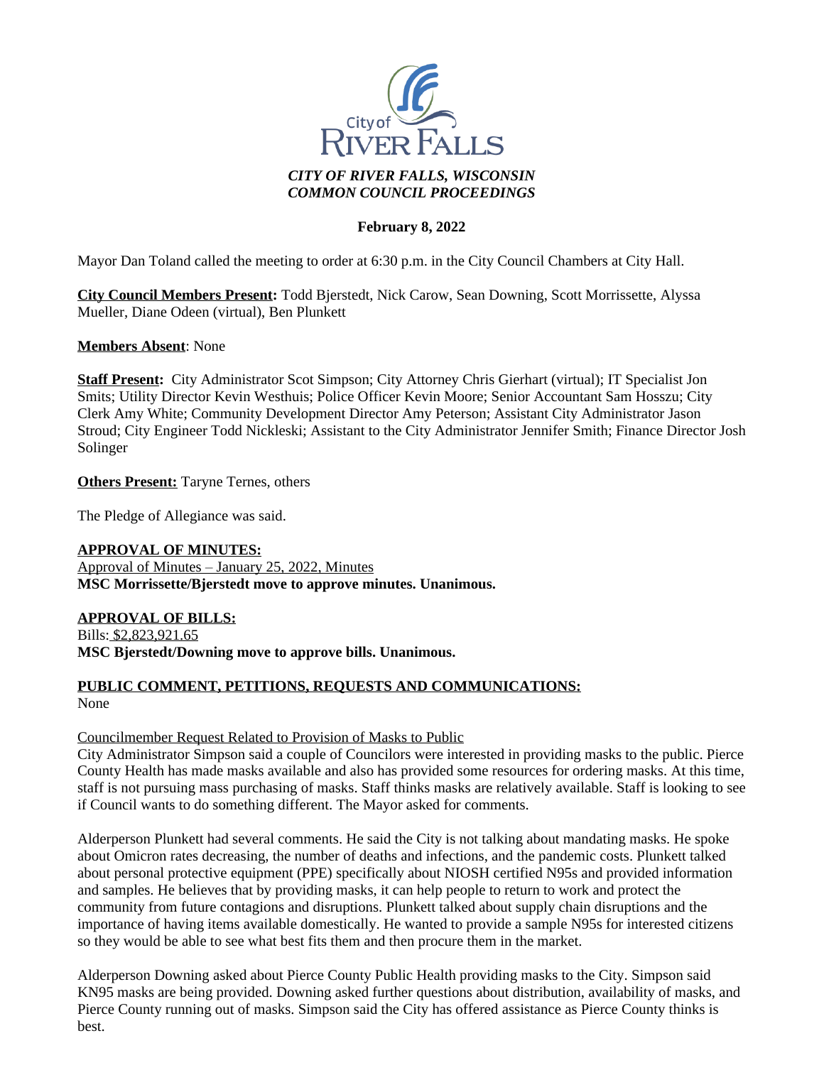*CITY OF RIVER FALLS, WISCONSIN*
*COMMON COUNCIL PROCEEDINGS*

**February 8, 2022**

Mayor Dan Toland called the meeting to order at 6:30 p.m. in the City Council Chambers at City Hall.

**City Council Members Present:** Todd Bjerstedt, Nick Carow, Sean Downing, Scott Morrissette, Alyssa Mueller, Diane Odeen (virtual), Ben Plunkett

**Members Absent**: None

**Staff Present:** City Administrator Scot Simpson; City Attorney Chris Gierhart (virtual); IT Specialist Jon Smits; Utility Director Kevin Westhuis; Police Officer Kevin Moore; Senior Accountant Sam Hosszu; City Clerk Amy White; Community Development Director Amy Peterson; Assistant City Administrator Jason Stroud; City Engineer Todd Nickleski; Assistant to the City Administrator Jennifer Smith; Finance Director Josh Solinger

**Others Present:** Taryne Ternes, others

The Pledge of Allegiance was said.

**APPROVAL OF MINUTES:**
Approval of Minutes – January 25, 2022, Minutes
**MSC Morrissette/Bjerstedt move to approve minutes. Unanimous.**

**APPROVAL OF BILLS:**
Bills: $2,823,921.65
**MSC Bjerstedt/Downing move to approve bills. Unanimous.**

**PUBLIC COMMENT, PETITIONS, REQUESTS AND COMMUNICATIONS:**
None

Councilmember Request Related to Provision of Masks to Public
City Administrator Simpson said a couple of Councilors were interested in providing masks to the public. Pierce County Health has made masks available and also has provided some resources for ordering masks. At this time, staff is not pursuing mass purchasing of masks. Staff thinks masks are relatively available. Staff is looking to see if Council wants to do something different. The Mayor asked for comments.

Alderperson Plunkett had several comments. He said the City is not talking about mandating masks. He spoke about Omicron rates decreasing, the number of deaths and infections, and the pandemic costs. Plunkett talked about personal protective equipment (PPE) specifically about NIOSH certified N95s and provided information and samples. He believes that by providing masks, it can help people to return to work and protect the community from future contagions and disruptions. Plunkett talked about supply chain disruptions and the importance of having items available domestically. He wanted to provide a sample N95s for interested citizens so they would be able to see what best fits them and then procure them in the market.

Alderperson Downing asked about Pierce County Public Health providing masks to the City. Simpson said KN95 masks are being provided. Downing asked further questions about distribution, availability of masks, and Pierce County running out of masks. Simpson said the City has offered assistance as Pierce County thinks is best.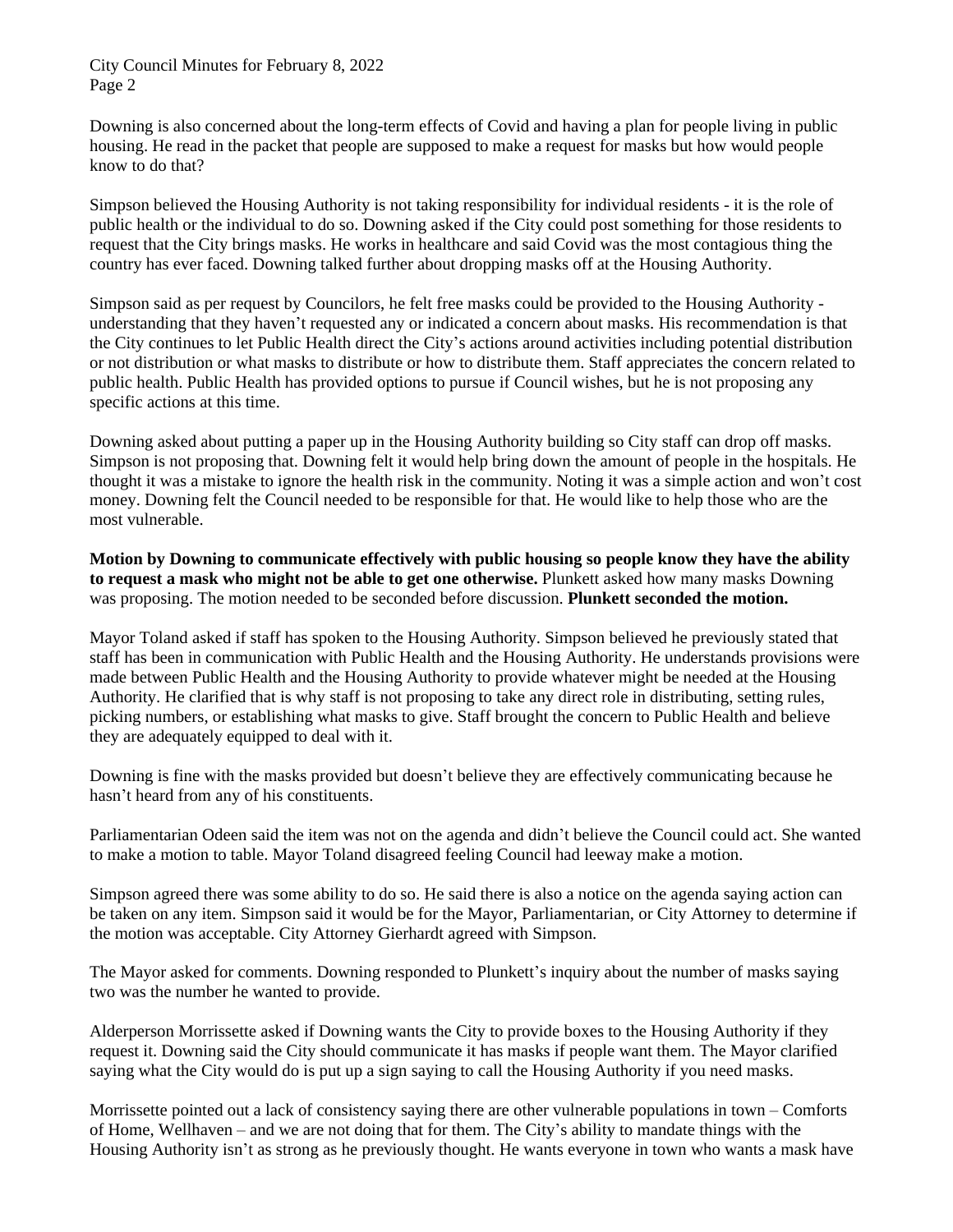Downing is also concerned about the long-term effects of Covid and having a plan for people living in public housing. He read in the packet that people are supposed to make a request for masks but how would people know to do that?

Simpson believed the Housing Authority is not taking responsibility for individual residents - it is the role of public health or the individual to do so. Downing asked if the City could post something for those residents to request that the City brings masks. He works in healthcare and said Covid was the most contagious thing the country has ever faced. Downing talked further about dropping masks off at the Housing Authority.

Simpson said as per request by Councilors, he felt free masks could be provided to the Housing Authority - understanding that they haven't requested any or indicated a concern about masks. His recommendation is that the City continues to let Public Health direct the City's actions around activities including potential distribution or not distribution or what masks to distribute or how to distribute them. Staff appreciates the concern related to public health. Public Health has provided options to pursue if Council wishes, but he is not proposing any specific actions at this time.

Downing asked about putting a paper up in the Housing Authority building so City staff can drop off masks. Simpson is not proposing that. Downing felt it would help bring down the amount of people in the hospitals. He thought it was a mistake to ignore the health risk in the community. Noting it was a simple action and won't cost money. Downing felt the Council needed to be responsible for that. He would like to help those who are the most vulnerable.

**Motion by Downing to communicate effectively with public housing so people know they have the ability to request a mask who might not be able to get one otherwise.** Plunkett asked how many masks Downing was proposing. The motion needed to be seconded before discussion. **Plunkett seconded the motion.**

Mayor Toland asked if staff has spoken to the Housing Authority. Simpson believed he previously stated that staff has been in communication with Public Health and the Housing Authority. He understands provisions were made between Public Health and the Housing Authority to provide whatever might be needed at the Housing Authority. He clarified that is why staff is not proposing to take any direct role in distributing, setting rules, picking numbers, or establishing what masks to give. Staff brought the concern to Public Health and believe they are adequately equipped to deal with it.

Downing is fine with the masks provided but doesn't believe they are effectively communicating because he hasn't heard from any of his constituents.

Parliamentarian Odeen said the item was not on the agenda and didn't believe the Council could act. She wanted to make a motion to table. Mayor Toland disagreed feeling Council had leeway make a motion.

Simpson agreed there was some ability to do so. He said there is also a notice on the agenda saying action can be taken on any item. Simpson said it would be for the Mayor, Parliamentarian, or City Attorney to determine if the motion was acceptable. City Attorney Gierhardt agreed with Simpson.

The Mayor asked for comments. Downing responded to Plunkett's inquiry about the number of masks saying two was the number he wanted to provide.

Alderperson Morrissette asked if Downing wants the City to provide boxes to the Housing Authority if they request it. Downing said the City should communicate it has masks if people want them. The Mayor clarified saying what the City would do is put up a sign saying to call the Housing Authority if you need masks.

Morrissette pointed out a lack of consistency saying there are other vulnerable populations in town – Comforts of Home, Wellhaven – and we are not doing that for them. The City's ability to mandate things with the Housing Authority isn't as strong as he previously thought. He wants everyone in town who wants a mask have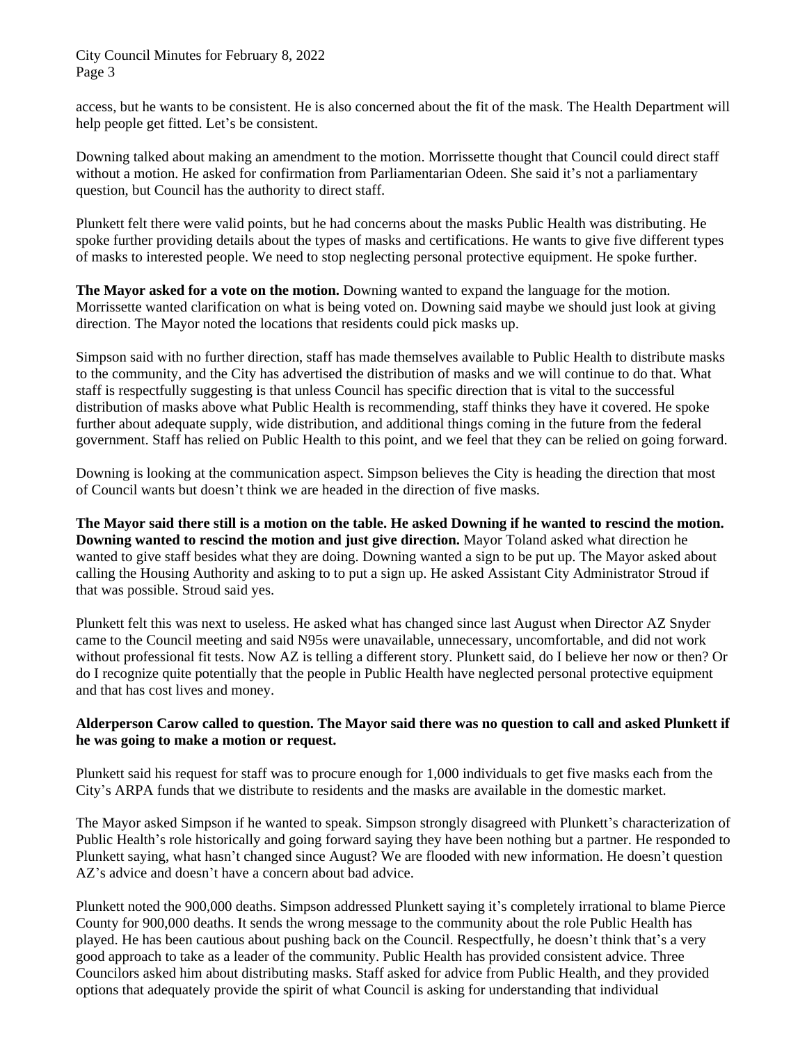access, but he wants to be consistent. He is also concerned about the fit of the mask. The Health Department will help people get fitted. Let's be consistent.

Downing talked about making an amendment to the motion. Morrissette thought that Council could direct staff without a motion. He asked for confirmation from Parliamentarian Odeen. She said it's not a parliamentary question, but Council has the authority to direct staff.

Plunkett felt there were valid points, but he had concerns about the masks Public Health was distributing. He spoke further providing details about the types of masks and certifications. He wants to give five different types of masks to interested people. We need to stop neglecting personal protective equipment. He spoke further.

**The Mayor asked for a vote on the motion.** Downing wanted to expand the language for the motion. Morrissette wanted clarification on what is being voted on. Downing said maybe we should just look at giving direction. The Mayor noted the locations that residents could pick masks up.

Simpson said with no further direction, staff has made themselves available to Public Health to distribute masks to the community, and the City has advertised the distribution of masks and we will continue to do that. What staff is respectfully suggesting is that unless Council has specific direction that is vital to the successful distribution of masks above what Public Health is recommending, staff thinks they have it covered. He spoke further about adequate supply, wide distribution, and additional things coming in the future from the federal government. Staff has relied on Public Health to this point, and we feel that they can be relied on going forward.

Downing is looking at the communication aspect. Simpson believes the City is heading the direction that most of Council wants but doesn't think we are headed in the direction of five masks.

**The Mayor said there still is a motion on the table. He asked Downing if he wanted to rescind the motion. Downing wanted to rescind the motion and just give direction.** Mayor Toland asked what direction he wanted to give staff besides what they are doing. Downing wanted a sign to be put up. The Mayor asked about calling the Housing Authority and asking to to put a sign up. He asked Assistant City Administrator Stroud if that was possible. Stroud said yes.

Plunkett felt this was next to useless. He asked what has changed since last August when Director AZ Snyder came to the Council meeting and said N95s were unavailable, unnecessary, uncomfortable, and did not work without professional fit tests. Now AZ is telling a different story. Plunkett said, do I believe her now or then? Or do I recognize quite potentially that the people in Public Health have neglected personal protective equipment and that has cost lives and money.

**Alderperson Carow called to question. The Mayor said there was no question to call and asked Plunkett if he was going to make a motion or request.**

Plunkett said his request for staff was to procure enough for 1,000 individuals to get five masks each from the City's ARPA funds that we distribute to residents and the masks are available in the domestic market.

The Mayor asked Simpson if he wanted to speak. Simpson strongly disagreed with Plunkett's characterization of Public Health's role historically and going forward saying they have been nothing but a partner. He responded to Plunkett saying, what hasn't changed since August? We are flooded with new information. He doesn't question AZ's advice and doesn't have a concern about bad advice.

Plunkett noted the 900,000 deaths. Simpson addressed Plunkett saying it's completely irrational to blame Pierce County for 900,000 deaths. It sends the wrong message to the community about the role Public Health has played. He has been cautious about pushing back on the Council. Respectfully, he doesn't think that's a very good approach to take as a leader of the community. Public Health has provided consistent advice. Three Councilors asked him about distributing masks. Staff asked for advice from Public Health, and they provided options that adequately provide the spirit of what Council is asking for understanding that individual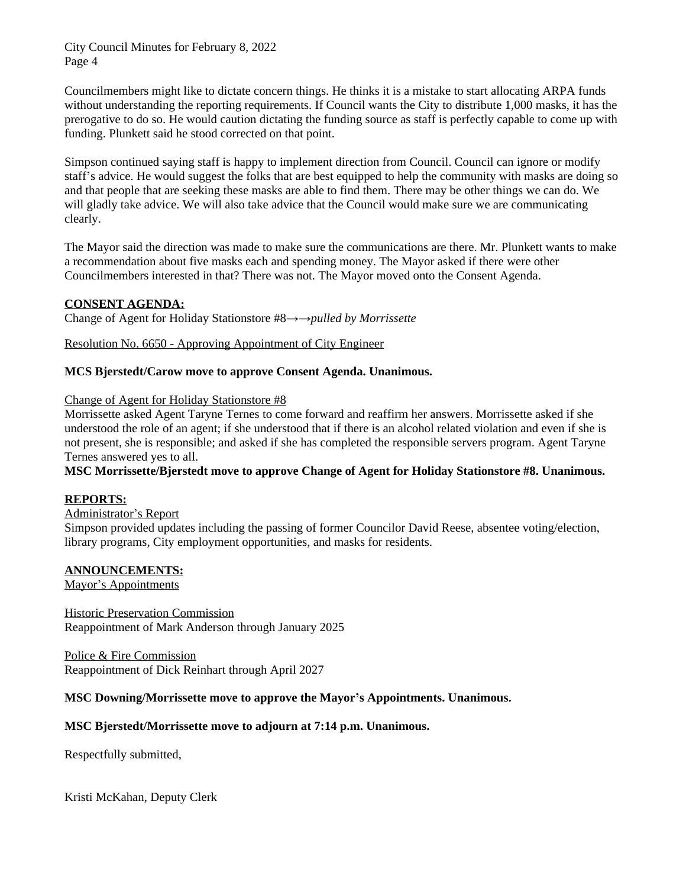Councilmembers might like to dictate concern things. He thinks it is a mistake to start allocating ARPA funds without understanding the reporting requirements. If Council wants the City to distribute 1,000 masks, it has the prerogative to do so. He would caution dictating the funding source as staff is perfectly capable to come up with funding. Plunkett said he stood corrected on that point.

Simpson continued saying staff is happy to implement direction from Council. Council can ignore or modify staff's advice. He would suggest the folks that are best equipped to help the community with masks are doing so and that people that are seeking these masks are able to find them. There may be other things we can do. We will gladly take advice. We will also take advice that the Council would make sure we are communicating clearly.

The Mayor said the direction was made to make sure the communications are there. Mr. Plunkett wants to make a recommendation about five masks each and spending money. The Mayor asked if there were other Councilmembers interested in that? There was not. The Mayor moved onto the Consent Agenda.

**CONSENT AGENDA:**

Change of Agent for Holiday Stationstore #8→→*pulled by Morrissette*

Resolution No. 6650 - Approving Appointment of City Engineer

**MCS Bjerstedt/Carow move to approve Consent Agenda. Unanimous.**

Change of Agent for Holiday Stationstore #8

Morrissette asked Agent Taryne Ternes to come forward and reaffirm her answers. Morrissette asked if she understood the role of an agent; if she understood that if there is an alcohol related violation and even if she is not present, she is responsible; and asked if she has completed the responsible servers program. Agent Taryne Ternes answered yes to all.

**MSC Morrissette/Bjerstedt move to approve Change of Agent for Holiday Stationstore #8. Unanimous.**

**REPORTS:**

Administrator's Report

Simpson provided updates including the passing of former Councilor David Reese, absentee voting/election, library programs, City employment opportunities, and masks for residents.

**ANNOUNCEMENTS:**

Mayor's Appointments

Historic Preservation Commission
Reappointment of Mark Anderson through January 2025

Police & Fire Commission
Reappointment of Dick Reinhart through April 2027

**MSC Downing/Morrissette move to approve the Mayor's Appointments. Unanimous.**

**MSC Bjerstedt/Morrissette move to adjourn at 7:14 p.m. Unanimous.**

Respectfully submitted,

Kristi McKahan, Deputy Clerk